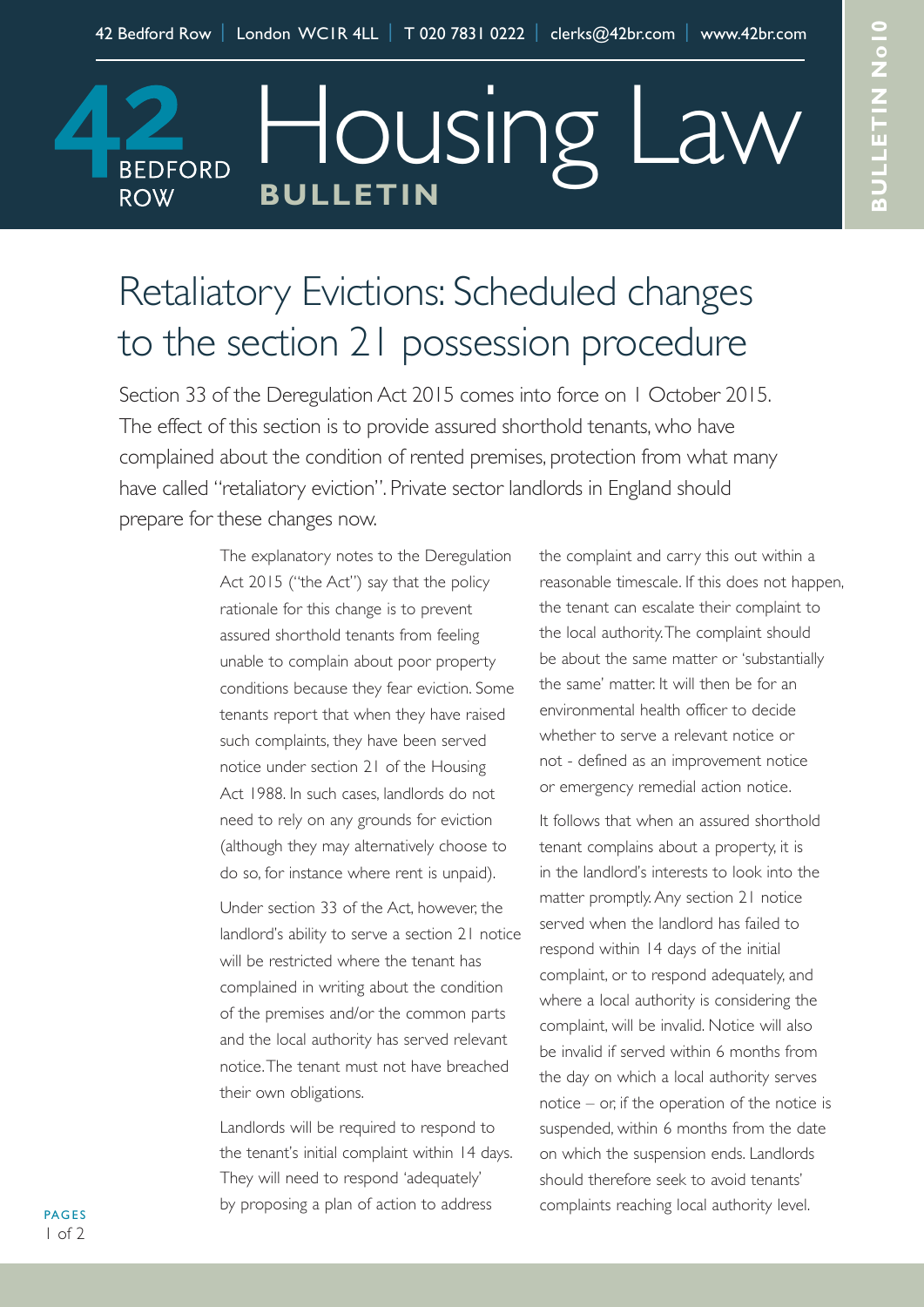# Retaliatory Evictions: Scheduled changes to the section 21 possession procedure

Section 33 of the Deregulation Act 2015 comes into force on 1 October 2015. The effect of this section is to provide assured shorthold tenants, who have complained about the condition of rented premises, protection from what many have called "retaliatory eviction". Private sector landlords in England should prepare for these changes now.

The explanatory notes to the Deregulation Act 2015 ("the Act") say that the policy rationale for this change is to prevent assured shorthold tenants from feeling unable to complain about poor property conditions because they fear eviction. Some tenants report that when they have raised such complaints, they have been served notice under section 21 of the Housing Act 1988. In such cases, landlords do not need to rely on any grounds for eviction (although they may alternatively choose to do so, for instance where rent is unpaid).

Under section 33 of the Act, however, the landlord's ability to serve a section 21 notice will be restricted where the tenant has complained in writing about the condition of the premises and/or the common parts and the local authority has served relevant notice. The tenant must not have breached their own obligations.

Landlords will be required to respond to the tenant's initial complaint within 14 days. They will need to respond 'adequately' by proposing a plan of action to address the complaint and carry this out within a reasonable timescale. If this does not happen, the tenant can escalate their complaint to the local authority. The complaint should be about the same matter or 'substantially the same' matter. It will then be for an environmental health officer to decide whether to serve a relevant notice or not - defined as an improvement notice or emergency remedial action notice.

It follows that when an assured shorthold tenant complains about a property, it is in the landlord's interests to look into the matter promptly. Any section 21 notice served when the landlord has failed to respond within 14 days of the initial complaint, or to respond adequately, and where a local authority is considering the complaint, will be invalid. Notice will also be invalid if served within 6 months from the day on which a local authority serves notice – or, if the operation of the notice is suspended, within 6 months from the date on which the suspension ends. Landlords should therefore seek to avoid tenants' complaints reaching local authority level.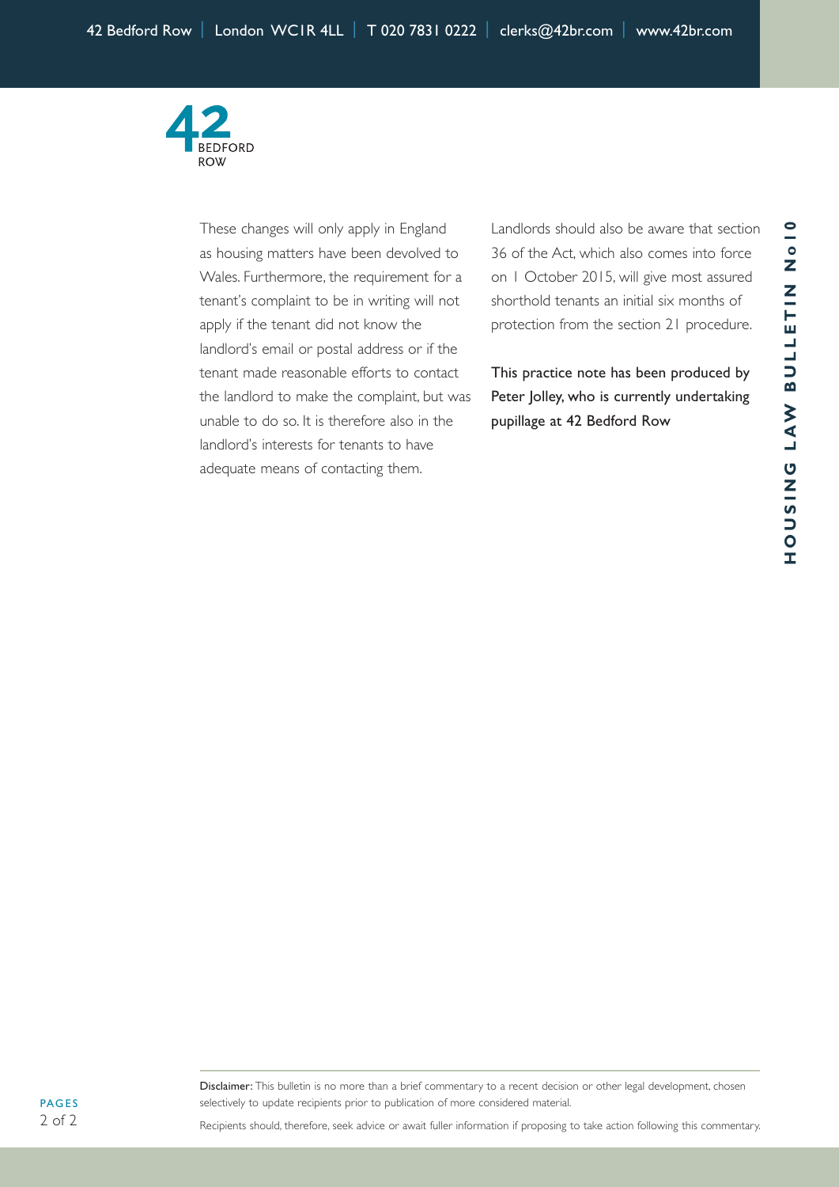These changes will only apply in England as housing matters have been devolved to Wales. Furthermore, the requirement for a tenant's complaint to be in writing will not apply if the tenant did not know the landlord's email or postal address or if the tenant made reasonable efforts to contact the landlord to make the complaint, but was unable to do so. It is therefore also in the landlord's interests for tenants to have adequate means of contacting them.

Landlords should also be aware that section 36 of the Act, which also comes into force on 1 October 2015, will give most assured shorthold tenants an initial six months of protection from the section 21 procedure.

This practice note has been produced by Peter Jolley, who is currently undertaking pupillage at 42 Bedford Row

**Disclaimer:** This bulletin is no more than a brief commentary to a recent decision or other legal development, chosen selectively to update recipients prior to publication of more considered material.

Recipients should, therefore, seek advice or await fuller information if proposing to take action following this commentary.